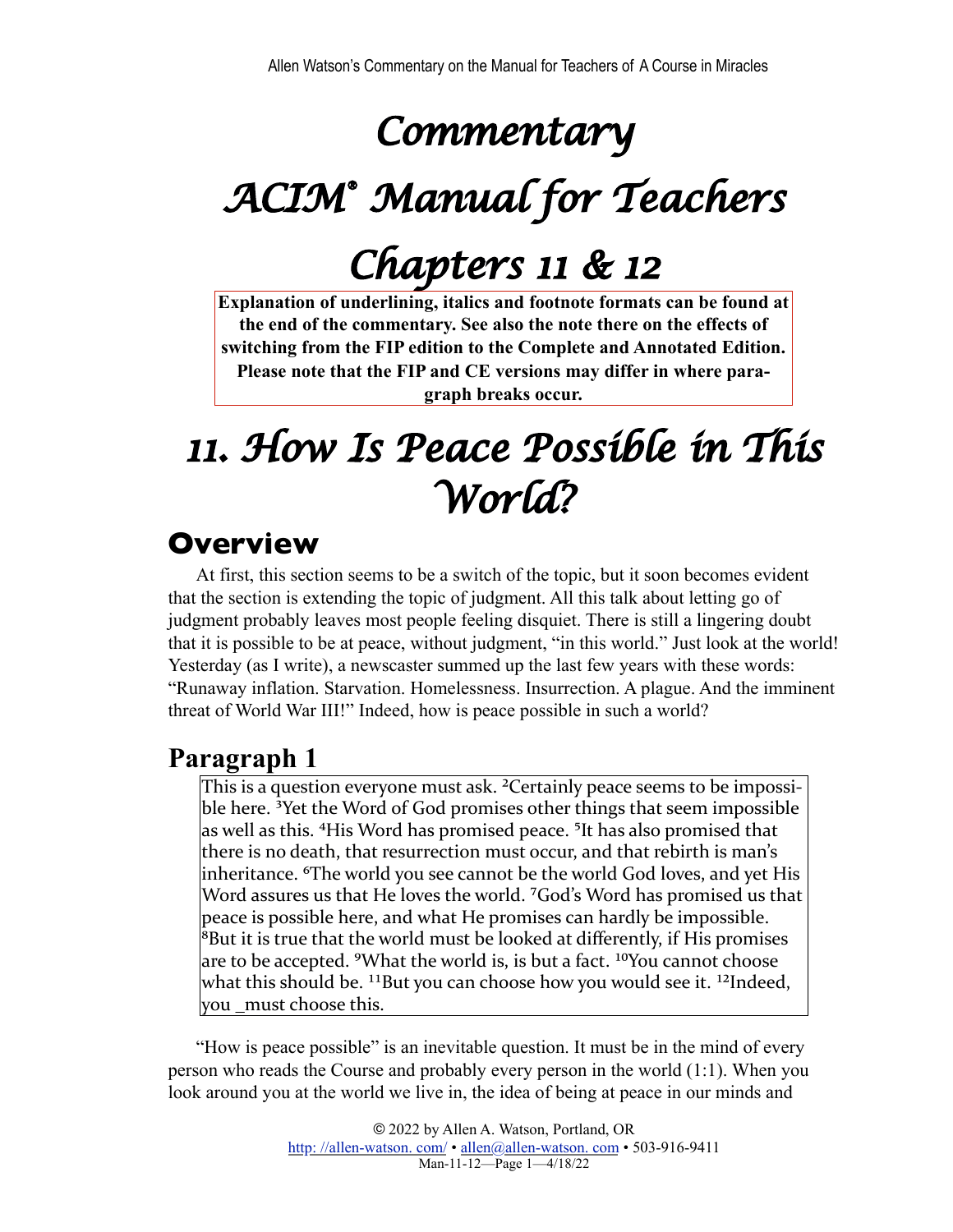# Commentary

# ACIM® Manual for Teachers

# Chapters 11 & 12

**Explanation of underlining, italics and footnote formats can be found at the end of the commentary. See also the note there on the effects of switching from the FIP edition to the Complete and Annotated Edition. Please note that the FIP and CE versions may differ in where paragraph breaks occur.**

# 11. How Is Peace Possible in This World?

## Overview

At first, this section seems to be a switch of the topic, but it soon becomes evident that the section is extending the topic of judgment. All this talk about letting go of judgment probably leaves most people feeling disquiet. There is still a lingering doubt that it is possible to be at peace, without judgment, "in this world." Just look at the world! Yesterday (as I write), a newscaster summed up the last few years with these words: "Runaway inflation. Starvation. Homelessness. Insurrection. A plague. And the imminent threat of World War III!" Indeed, how is peace possible in such a world?

## Paragraph 1

> This is a question everyone must ask. ²Certainly peace seems to be impossible here. ³Yet the Word of God promises other things that seem impossible as well as this. ⁴His Word has promised peace. ⁵It has also promised that there is no death, that resurrection must occur, and that rebirth is man's inheritance. ⁶The world you see cannot be the world God loves, and yet His Word assures us that He loves the world. ⁷God's Word has promised us that peace is possible here, and what He promises can hardly be impossible. ⁸But it is true that the world must be looked at differently, if His promises are to be accepted. ⁹What the world is, is but a fact. ¹⁰You cannot choose what this should be. ¹¹But you can choose how you would see it. ¹²Indeed, you _must choose this.

"How is peace possible" is an inevitable question. It must be in the mind of every person who reads the Course and probably every person in the world (1:1). When you look around you at the world we live in, the idea of being at peace in our minds and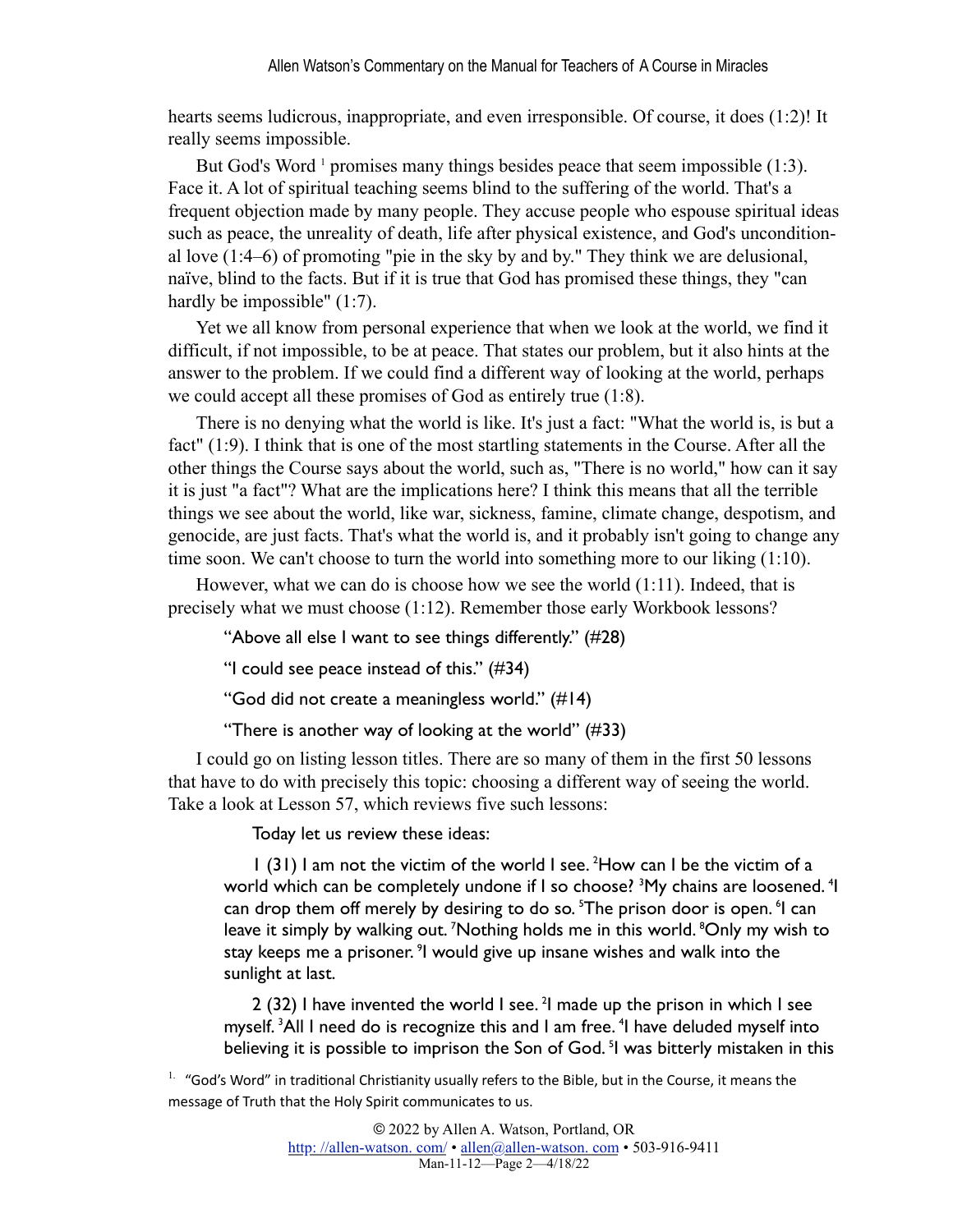hearts seems ludicrous, inappropriate, and even irresponsible. Of course, it does (1:2)! It really seems impossible.

But God's Word [1] promises many things besides peace that seem impossible (1:3). Face it. A lot of spiritual teaching seems blind to the suffering of the world. That's a frequent objection made by many people. They accuse people who espouse spiritual ideas such as peace, the unreality of death, life after physical existence, and God's unconditional love (1:4–6) of promoting "pie in the sky by and by." They think we are delusional, naïve, blind to the facts. But if it is true that God has promised these things, they "can hardly be impossible" (1:7).

Yet we all know from personal experience that when we look at the world, we find it difficult, if not impossible, to be at peace. That states our problem, but it also hints at the answer to the problem. If we could find a different way of looking at the world, perhaps we could accept all these promises of God as entirely true (1:8).

There is no denying what the world is like. It's just a fact: "What the world is, is but a fact" (1:9). I think that is one of the most startling statements in the Course. After all the other things the Course says about the world, such as, "There is no world," how can it say it is just "a fact"? What are the implications here? I think this means that all the terrible things we see about the world, like war, sickness, famine, climate change, despotism, and genocide, are just facts. That's what the world is, and it probably isn't going to change any time soon. We can't choose to turn the world into something more to our liking (1:10).

However, what we can do is choose how we see the world (1:11). Indeed, that is precisely what we must choose (1:12). Remember those early Workbook lessons?

> "Above all else I want to see things differently." (#28)
>
> "I could see peace instead of this." (#34)
>
> "God did not create a meaningless world." (#14)
>
> "There is another way of looking at the world" (#33)

I could go on listing lesson titles. There are so many of them in the first 50 lessons that have to do with precisely this topic: choosing a different way of seeing the world. Take a look at Lesson 57, which reviews five such lessons:

> Today let us review these ideas:
>
> 1 (31) I am not the victim of the world I see. [2]How can I be the victim of a world which can be completely undone if I so choose? [3]My chains are loosened. [4]I can drop them off merely by desiring to do so. [5]The prison door is open. [6]I can leave it simply by walking out. [7]Nothing holds me in this world. [8]Only my wish to stay keeps me a prisoner. [9]I would give up insane wishes and walk into the sunlight at last.
>
> 2 (32) I have invented the world I see. [2]I made up the prison in which I see myself. [3]All I need do is recognize this and I am free. [4]I have deluded myself into believing it is possible to imprison the Son of God. [5]I was bitterly mistaken in this

[1] "God's Word" in traditional Christianity usually refers to the Bible, but in the Course, it means the message of Truth that the Holy Spirit communicates to us.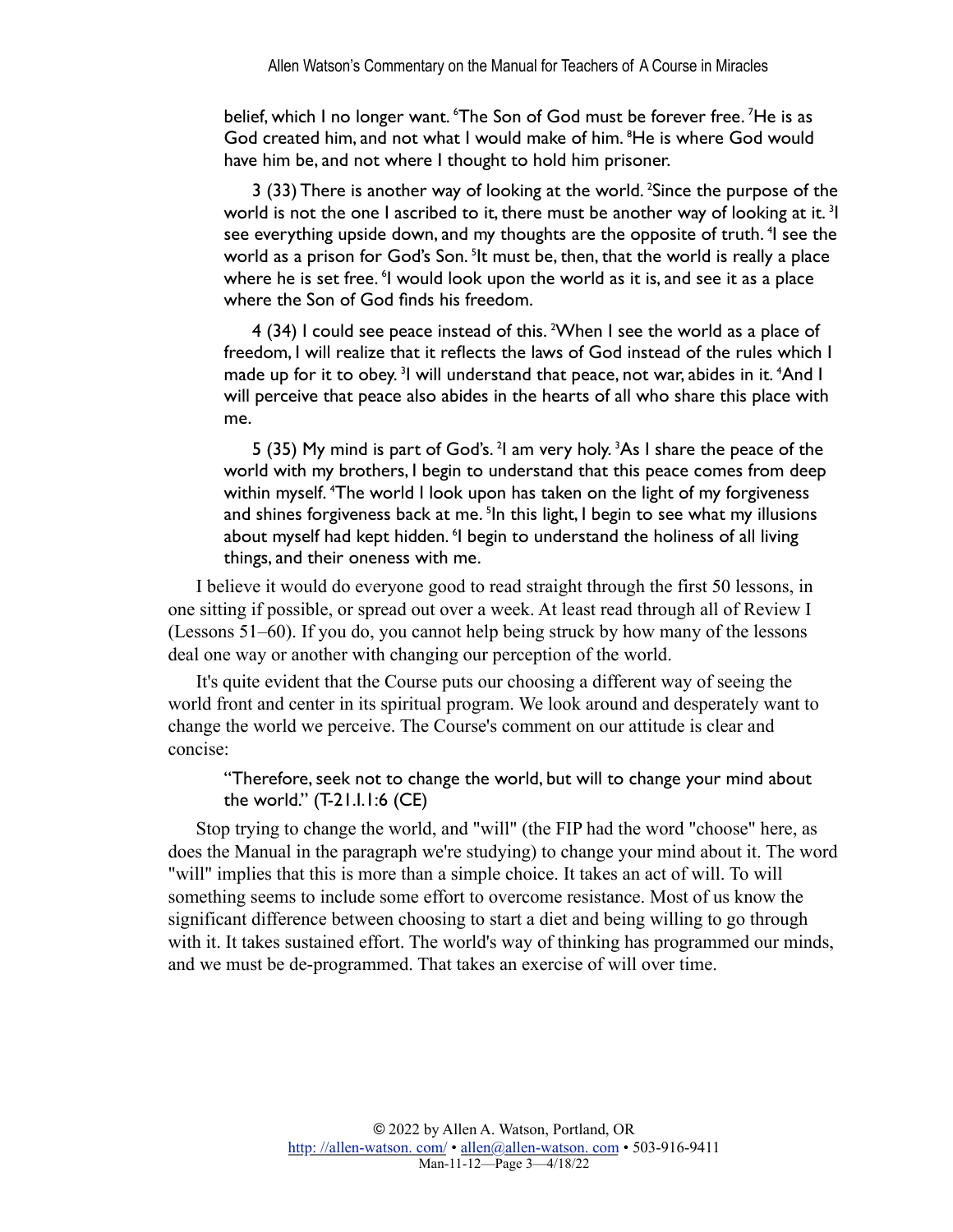> belief, which I no longer want. [6]The Son of God must be forever free. [7]He is as God created him, and not what I would make of him. [8]He is where God would have him be, and not where I thought to hold him prisoner.
>
> 3 (33) There is another way of looking at the world. [2]Since the purpose of the world is not the one I ascribed to it, there must be another way of looking at it. [3]I see everything upside down, and my thoughts are the opposite of truth. [4]I see the world as a prison for God's Son. [5]It must be, then, that the world is really a place where he is set free. [6]I would look upon the world as it is, and see it as a place where the Son of God finds his freedom.
>
> 4 (34) I could see peace instead of this. [2]When I see the world as a place of freedom, I will realize that it reflects the laws of God instead of the rules which I made up for it to obey. [3]I will understand that peace, not war, abides in it. [4]And I will perceive that peace also abides in the hearts of all who share this place with me.
>
> 5 (35) My mind is part of God's. [2]I am very holy. [3]As I share the peace of the world with my brothers, I begin to understand that this peace comes from deep within myself. [4]The world I look upon has taken on the light of my forgiveness and shines forgiveness back at me. [5]In this light, I begin to see what my illusions about myself had kept hidden. [6]I begin to understand the holiness of all living things, and their oneness with me.

I believe it would do everyone good to read straight through the first 50 lessons, in one sitting if possible, or spread out over a week. At least read through all of Review I (Lessons 51–60). If you do, you cannot help being struck by how many of the lessons deal one way or another with changing our perception of the world.

It's quite evident that the Course puts our choosing a different way of seeing the world front and center in its spiritual program. We look around and desperately want to change the world we perceive. The Course's comment on our attitude is clear and concise:

> "Therefore, seek not to change the world, but will to change your mind about the world." (T-21.I.1:6 (CE)

Stop trying to change the world, and "will" (the FIP had the word "choose" here, as does the Manual in the paragraph we're studying) to change your mind about it. The word "will" implies that this is more than a simple choice. It takes an act of will. To will something seems to include some effort to overcome resistance. Most of us know the significant difference between choosing to start a diet and being willing to go through with it. It takes sustained effort. The world's way of thinking has programmed our minds, and we must be de-programmed. That takes an exercise of will over time.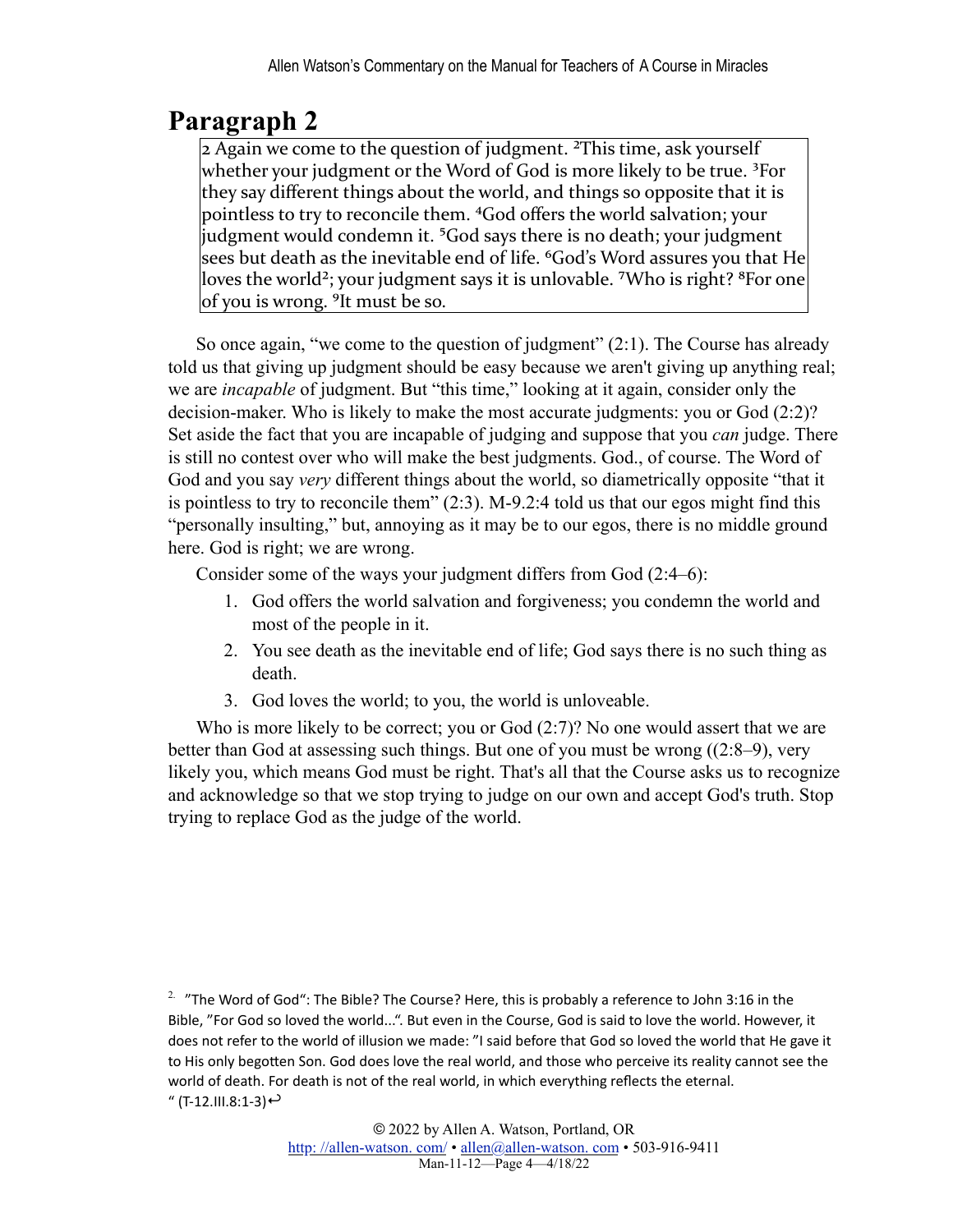# Paragraph 2

> 2 Again we come to the question of judgment. [2]This time, ask yourself whether your judgment or the Word of God is more likely to be true. [3]For they say different things about the world, and things so opposite that it is pointless to try to reconcile them. [4]God offers the world salvation; your judgment would condemn it. [5]God says there is no death; your judgment sees but death as the inevitable end of life. [6]God's Word assures you that He loves the world[2]; your judgment says it is unlovable. [7]Who is right? [8]For one of you is wrong. [9]It must be so.

So once again, "we come to the question of judgment" (2:1). The Course has already told us that giving up judgment should be easy because we aren't giving up anything real; we are *incapable* of judgment. But "this time," looking at it again, consider only the decision-maker. Who is likely to make the most accurate judgments: you or God (2:2)? Set aside the fact that you are incapable of judging and suppose that you *can* judge. There is still no contest over who will make the best judgments. God., of course. The Word of God and you say *very* different things about the world, so diametrically opposite "that it is pointless to try to reconcile them" (2:3). M-9.2:4 told us that our egos might find this "personally insulting," but, annoying as it may be to our egos, there is no middle ground here. God is right; we are wrong.

Consider some of the ways your judgment differs from God (2:4–6):

1. God offers the world salvation and forgiveness; you condemn the world and most of the people in it.
2. You see death as the inevitable end of life; God says there is no such thing as death.
3. God loves the world; to you, the world is unloveable.

Who is more likely to be correct; you or God (2:7)? No one would assert that we are better than God at assessing such things. But one of you must be wrong ((2:8–9), very likely you, which means God must be right. That's all that the Course asks us to recognize and acknowledge so that we stop trying to judge on our own and accept God's truth. Stop trying to replace God as the judge of the world.

---

2. "The Word of God": The Bible? The Course? Here, this is probably a reference to John 3:16 in the Bible, "For God so loved the world...". But even in the Course, God is said to love the world. However, it does not refer to the world of illusion we made: "I said before that God so loved the world that He gave it to His only begotten Son. God does love the real world, and those who perceive its reality cannot see the world of death. For death is not of the real world, in which everything reflects the eternal. " (T-12.III.8:1-3)↩

© 2022 by Allen A. Watson, Portland, OR
http: //allen-watson. com/ • allen@allen-watson. com • 503-916-9411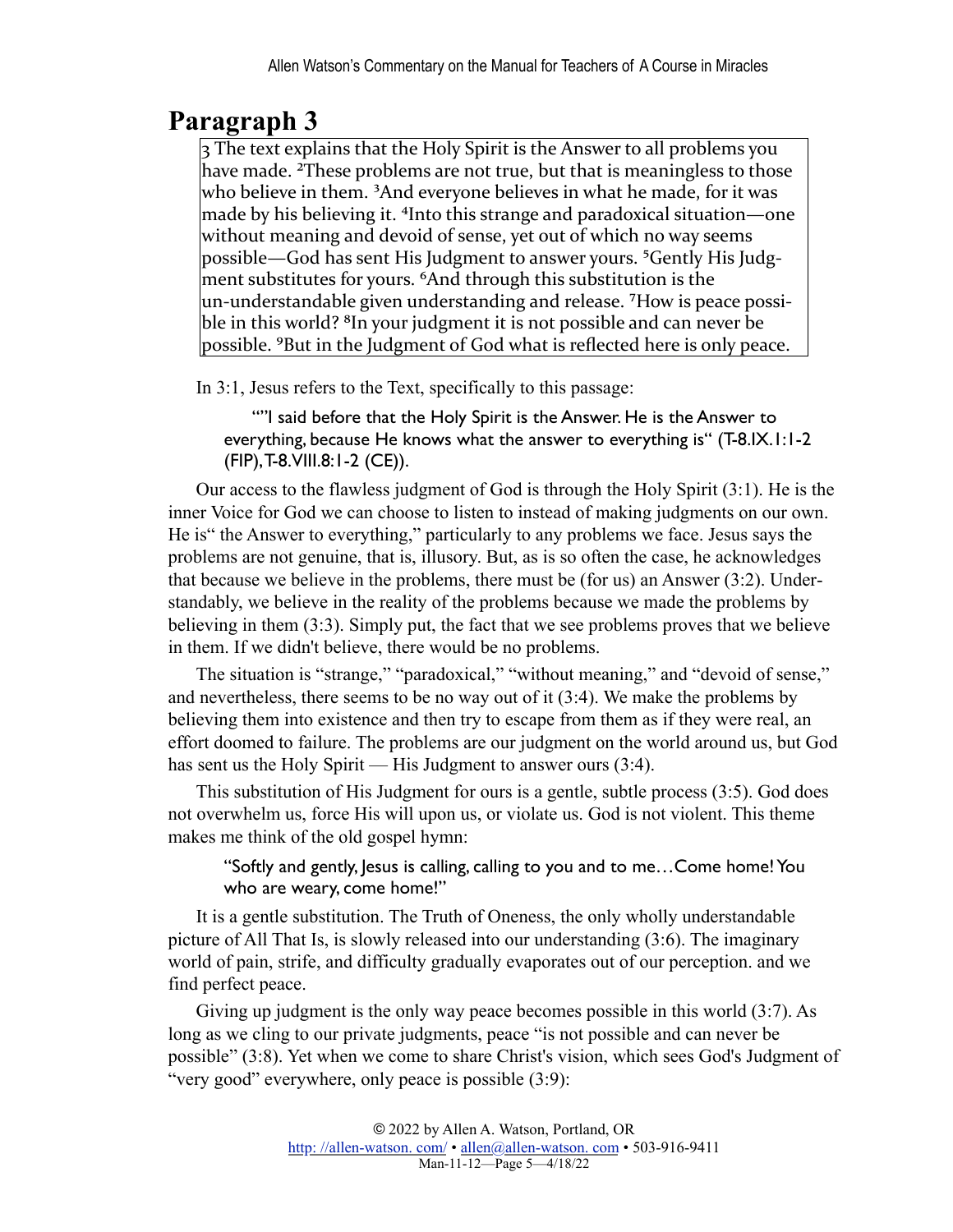## Paragraph 3

> 3 The text explains that the Holy Spirit is the Answer to all problems you have made. ²These problems are not true, but that is meaningless to those who believe in them. ³And everyone believes in what he made, for it was made by his believing it. ⁴Into this strange and paradoxical situation—one without meaning and devoid of sense, yet out of which no way seems possible—God has sent His Judgment to answer yours. ⁵Gently His Judgment substitutes for yours. ⁶And through this substitution is the un-understandable given understanding and release. ⁷How is peace possible in this world? ⁸In your judgment it is not possible and can never be possible. ⁹But in the Judgment of God what is reflected here is only peace.

In 3:1, Jesus refers to the Text, specifically to this passage:

> ""I said before that the Holy Spirit is the Answer. He is the Answer to everything, because He knows what the answer to everything is" (T-8.IX.1:1-2 (FIP), T-8.VIII.8:1-2 (CE)).

Our access to the flawless judgment of God is through the Holy Spirit (3:1). He is the inner Voice for God we can choose to listen to instead of making judgments on our own. He is" the Answer to everything," particularly to any problems we face. Jesus says the problems are not genuine, that is, illusory. But, as is so often the case, he acknowledges that because we believe in the problems, there must be (for us) an Answer (3:2). Understandably, we believe in the reality of the problems because we made the problems by believing in them (3:3). Simply put, the fact that we see problems proves that we believe in them. If we didn't believe, there would be no problems.

The situation is "strange," "paradoxical," "without meaning," and "devoid of sense," and nevertheless, there seems to be no way out of it (3:4). We make the problems by believing them into existence and then try to escape from them as if they were real, an effort doomed to failure. The problems are our judgment on the world around us, but God has sent us the Holy Spirit — His Judgment to answer ours (3:4).

This substitution of His Judgment for ours is a gentle, subtle process (3:5). God does not overwhelm us, force His will upon us, or violate us. God is not violent. This theme makes me think of the old gospel hymn:

> "Softly and gently, Jesus is calling, calling to you and to me…Come home! You who are weary, come home!"

It is a gentle substitution. The Truth of Oneness, the only wholly understandable picture of All That Is, is slowly released into our understanding (3:6). The imaginary world of pain, strife, and difficulty gradually evaporates out of our perception. and we find perfect peace.

Giving up judgment is the only way peace becomes possible in this world (3:7). As long as we cling to our private judgments, peace "is not possible and can never be possible" (3:8). Yet when we come to share Christ's vision, which sees God's Judgment of "very good" everywhere, only peace is possible (3:9):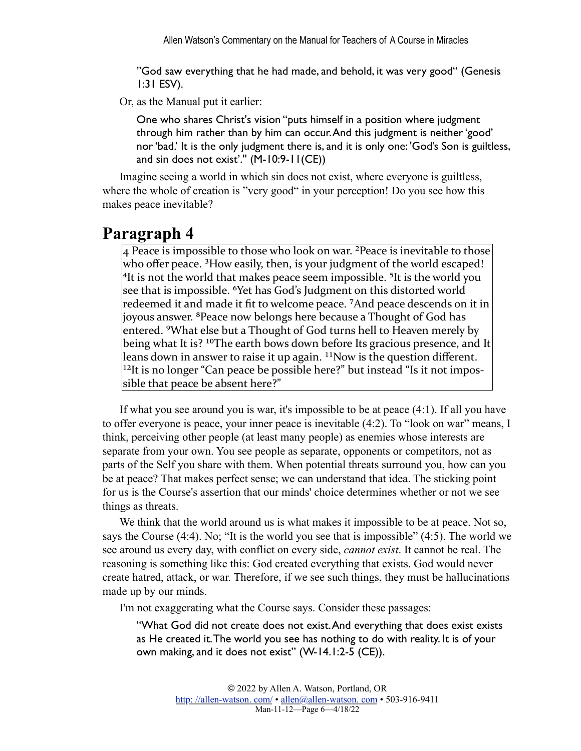> "God saw everything that he had made, and behold, it was very good" (Genesis 1:31 ESV).

Or, as the Manual put it earlier:

> One who shares Christ's vision "puts himself in a position where judgment through him rather than by him can occur. And this judgment is neither 'good' nor 'bad.' It is the only judgment there is, and it is only one: 'God's Son is guiltless, and sin does not exist'." (M-10:9-11(CE))

Imagine seeing a world in which sin does not exist, where everyone is guiltless, where the whole of creation is "very good" in your perception! Do you see how this makes peace inevitable?

# Paragraph 4

> 4 Peace is impossible to those who look on war. ²Peace is inevitable to those who offer peace. ³How easily, then, is your judgment of the world escaped! ⁴It is not the world that makes peace seem impossible. ⁵It is the world you see that is impossible. ⁶Yet has God's Judgment on this distorted world redeemed it and made it fit to welcome peace. ⁷And peace descends on it in joyous answer. ⁸Peace now belongs here because a Thought of God has entered. ⁹What else but a Thought of God turns hell to Heaven merely by being what It is? ¹⁰The earth bows down before Its gracious presence, and It leans down in answer to raise it up again. ¹¹Now is the question different. ¹²It is no longer "Can peace be possible here?" but instead "Is it not impossible that peace be absent here?"

If what you see around you is war, it's impossible to be at peace (4:1). If all you have to offer everyone is peace, your inner peace is inevitable (4:2). To "look on war" means, I think, perceiving other people (at least many people) as enemies whose interests are separate from your own. You see people as separate, opponents or competitors, not as parts of the Self you share with them. When potential threats surround you, how can you be at peace? That makes perfect sense; we can understand that idea. The sticking point for us is the Course's assertion that our minds' choice determines whether or not we see things as threats.

We think that the world around us is what makes it impossible to be at peace. Not so, says the Course (4:4). No; "It is the world you see that is impossible" (4:5). The world we see around us every day, with conflict on every side, *cannot exist*. It cannot be real. The reasoning is something like this: God created everything that exists. God would never create hatred, attack, or war. Therefore, if we see such things, they must be hallucinations made up by our minds.

I'm not exaggerating what the Course says. Consider these passages:

> "What God did not create does not exist. And everything that does exist exists as He created it. The world you see has nothing to do with reality. It is of your own making, and it does not exist" (W-14.1:2-5 (CE)).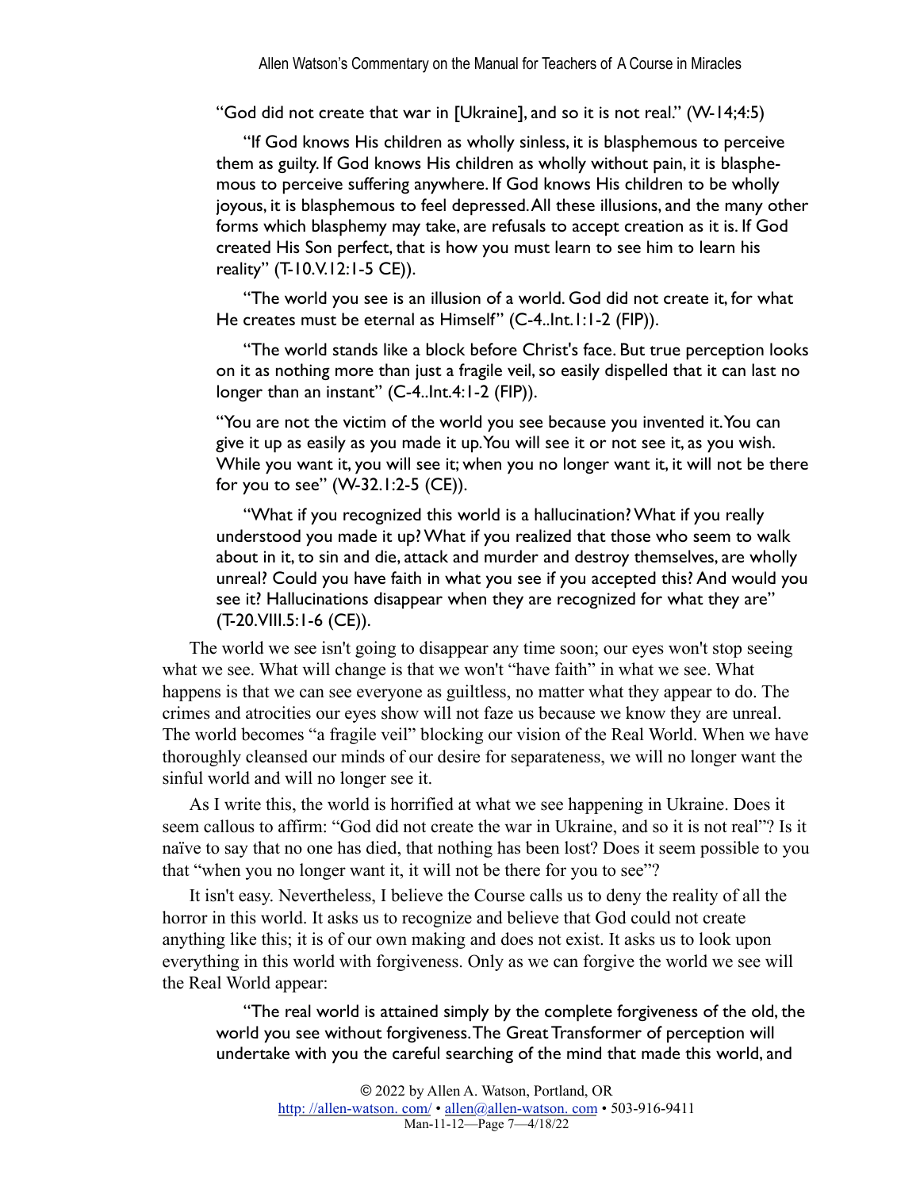"God did not create that war in [Ukraine], and so it is not real." (W-14;4:5)

> "If God knows His children as wholly sinless, it is blasphemous to perceive them as guilty. If God knows His children as wholly without pain, it is blasphemous to perceive suffering anywhere. If God knows His children to be wholly joyous, it is blasphemous to feel depressed. All these illusions, and the many other forms which blasphemy may take, are refusals to accept creation as it is. If God created His Son perfect, that is how you must learn to see him to learn his reality" (T-10.V.12:1-5 CE)).

> "The world you see is an illusion of a world. God did not create it, for what He creates must be eternal as Himself" (C-4..Int.1:1-2 (FIP)).

> "The world stands like a block before Christ's face. But true perception looks on it as nothing more than just a fragile veil, so easily dispelled that it can last no longer than an instant" (C-4..Int.4:1-2 (FIP)).

> "You are not the victim of the world you see because you invented it. You can give it up as easily as you made it up. You will see it or not see it, as you wish. While you want it, you will see it; when you no longer want it, it will not be there for you to see" (W-32.1:2-5 (CE)).

> "What if you recognized this world is a hallucination? What if you really understood you made it up? What if you realized that those who seem to walk about in it, to sin and die, attack and murder and destroy themselves, are wholly unreal? Could you have faith in what you see if you accepted this? And would you see it? Hallucinations disappear when they are recognized for what they are" (T-20.VIII.5:1-6 (CE)).

The world we see isn't going to disappear any time soon; our eyes won't stop seeing what we see. What will change is that we won't "have faith" in what we see. What happens is that we can see everyone as guiltless, no matter what they appear to do. The crimes and atrocities our eyes show will not faze us because we know they are unreal. The world becomes "a fragile veil" blocking our vision of the Real World. When we have thoroughly cleansed our minds of our desire for separateness, we will no longer want the sinful world and will no longer see it.

As I write this, the world is horrified at what we see happening in Ukraine. Does it seem callous to affirm: "God did not create the war in Ukraine, and so it is not real"? Is it naïve to say that no one has died, that nothing has been lost? Does it seem possible to you that "when you no longer want it, it will not be there for you to see"?

It isn't easy. Nevertheless, I believe the Course calls us to deny the reality of all the horror in this world. It asks us to recognize and believe that God could not create anything like this; it is of our own making and does not exist. It asks us to look upon everything in this world with forgiveness. Only as we can forgive the world we see will the Real World appear:

> "The real world is attained simply by the complete forgiveness of the old, the world you see without forgiveness. The Great Transformer of perception will undertake with you the careful searching of the mind that made this world, and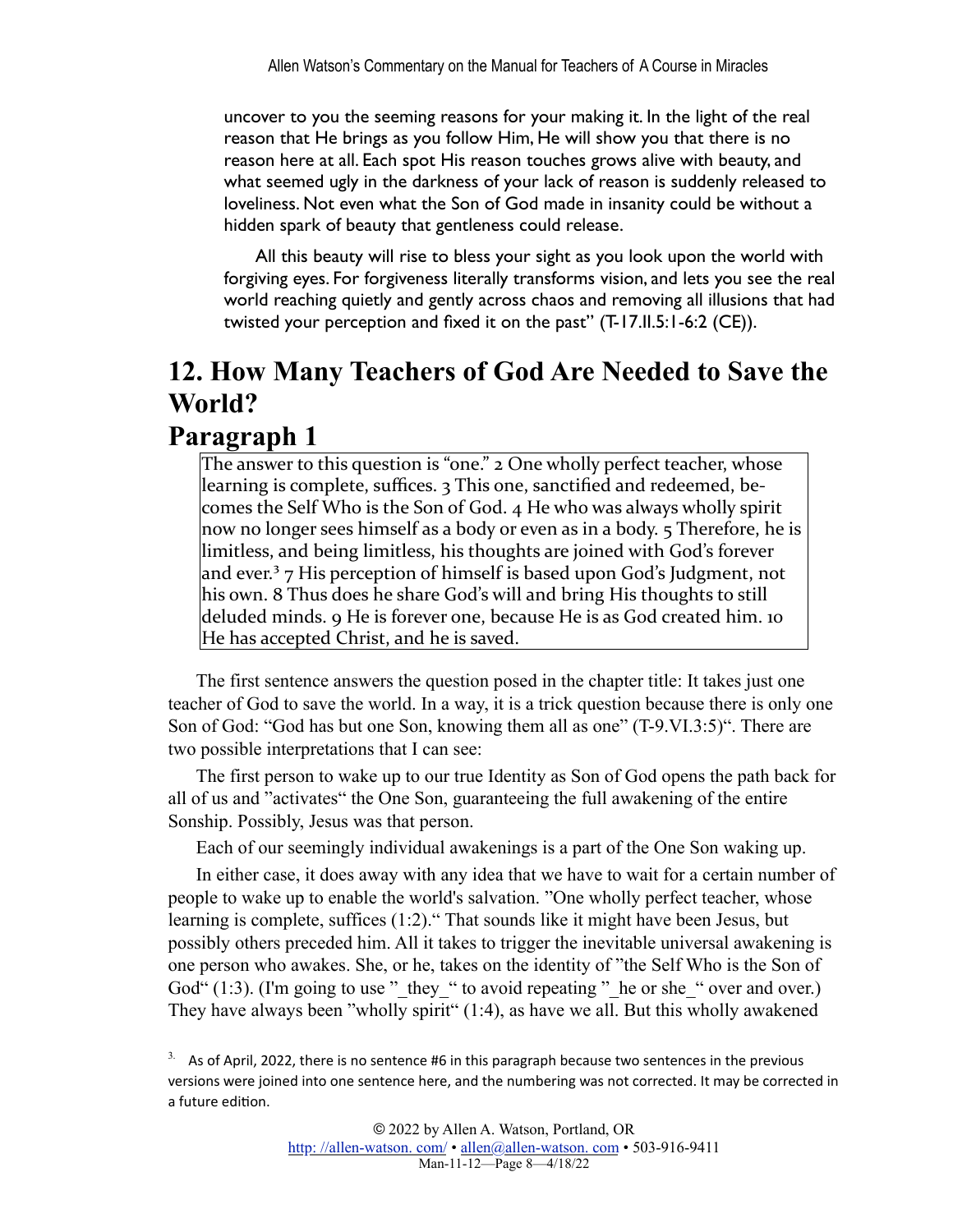uncover to you the seeming reasons for your making it. In the light of the real reason that He brings as you follow Him, He will show you that there is no reason here at all. Each spot His reason touches grows alive with beauty, and what seemed ugly in the darkness of your lack of reason is suddenly released to loveliness. Not even what the Son of God made in insanity could be without a hidden spark of beauty that gentleness could release.

All this beauty will rise to bless your sight as you look upon the world with forgiving eyes. For forgiveness literally transforms vision, and lets you see the real world reaching quietly and gently across chaos and removing all illusions that had twisted your perception and fixed it on the past" (T-17.II.5:1-6:2 (CE)).

# 12. How Many Teachers of God Are Needed to Save the World?

## Paragraph 1

> The answer to this question is "one." 2 One wholly perfect teacher, whose learning is complete, suffices. 3 This one, sanctified and redeemed, becomes the Self Who is the Son of God. 4 He who was always wholly spirit now no longer sees himself as a body or even as in a body. 5 Therefore, he is limitless, and being limitless, his thoughts are joined with God's forever and ever.[3] 7 His perception of himself is based upon God's Judgment, not his own. 8 Thus does he share God's will and bring His thoughts to still deluded minds. 9 He is forever one, because He is as God created him. 10 He has accepted Christ, and he is saved.

The first sentence answers the question posed in the chapter title: It takes just one teacher of God to save the world. In a way, it is a trick question because there is only one Son of God: "God has but one Son, knowing them all as one" (T-9.VI.3:5)". There are two possible interpretations that I can see:

The first person to wake up to our true Identity as Son of God opens the path back for all of us and "activates" the One Son, guaranteeing the full awakening of the entire Sonship. Possibly, Jesus was that person.

Each of our seemingly individual awakenings is a part of the One Son waking up.

In either case, it does away with any idea that we have to wait for a certain number of people to wake up to enable the world's salvation. "One wholly perfect teacher, whose learning is complete, suffices (1:2)." That sounds like it might have been Jesus, but possibly others preceded him. All it takes to trigger the inevitable universal awakening is one person who awakes. She, or he, takes on the identity of "the Self Who is the Son of God" (1:3). (I'm going to use "_they_" to avoid repeating "_he or she_" over and over.) They have always been "wholly spirit" (1:4), as have we all. But this wholly awakened

[3] As of April, 2022, there is no sentence #6 in this paragraph because two sentences in the previous versions were joined into one sentence here, and the numbering was not corrected. It may be corrected in a future edition.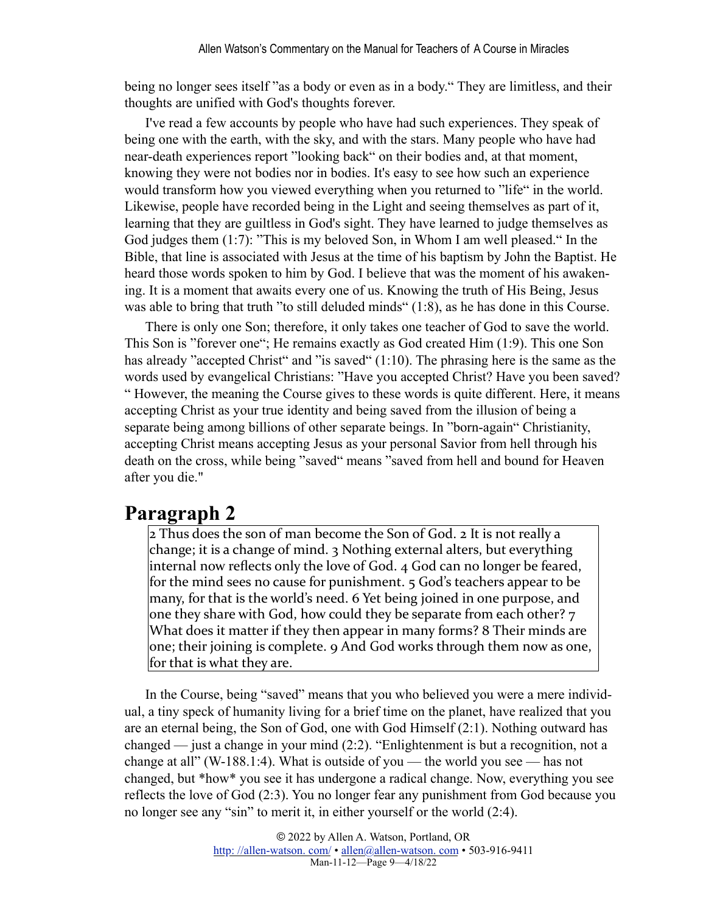being no longer sees itself "as a body or even as in a body." They are limitless, and their thoughts are unified with God's thoughts forever.

I've read a few accounts by people who have had such experiences. They speak of being one with the earth, with the sky, and with the stars. Many people who have had near-death experiences report "looking back" on their bodies and, at that moment, knowing they were not bodies nor in bodies. It's easy to see how such an experience would transform how you viewed everything when you returned to "life" in the world. Likewise, people have recorded being in the Light and seeing themselves as part of it, learning that they are guiltless in God's sight. They have learned to judge themselves as God judges them (1:7): "This is my beloved Son, in Whom I am well pleased." In the Bible, that line is associated with Jesus at the time of his baptism by John the Baptist. He heard those words spoken to him by God. I believe that was the moment of his awakening. It is a moment that awaits every one of us. Knowing the truth of His Being, Jesus was able to bring that truth "to still deluded minds" (1:8), as he has done in this Course.

There is only one Son; therefore, it only takes one teacher of God to save the world. This Son is "forever one"; He remains exactly as God created Him (1:9). This one Son has already "accepted Christ" and "is saved" (1:10). The phrasing here is the same as the words used by evangelical Christians: "Have you accepted Christ? Have you been saved?" However, the meaning the Course gives to these words is quite different. Here, it means accepting Christ as your true identity and being saved from the illusion of being a separate being among billions of other separate beings. In "born-again" Christianity, accepting Christ means accepting Jesus as your personal Savior from hell through his death on the cross, while being "saved" means "saved from hell and bound for Heaven after you die."

## Paragraph 2

> 2 Thus does the son of man become the Son of God. 2 It is not really a change; it is a change of mind. 3 Nothing external alters, but everything internal now reflects only the love of God. 4 God can no longer be feared, for the mind sees no cause for punishment. 5 God's teachers appear to be many, for that is the world's need. 6 Yet being joined in one purpose, and one they share with God, how could they be separate from each other? 7 What does it matter if they then appear in many forms? 8 Their minds are one; their joining is complete. 9 And God works through them now as one, for that is what they are.

In the Course, being "saved" means that you who believed you were a mere individual, a tiny speck of humanity living for a brief time on the planet, have realized that you are an eternal being, the Son of God, one with God Himself (2:1). Nothing outward has changed — just a change in your mind (2:2). "Enlightenment is but a recognition, not a change at all" (W-188.1:4). What is outside of you — the world you see — has not changed, but *how* you see it has undergone a radical change. Now, everything you see reflects the love of God (2:3). You no longer fear any punishment from God because you no longer see any "sin" to merit it, in either yourself or the world (2:4).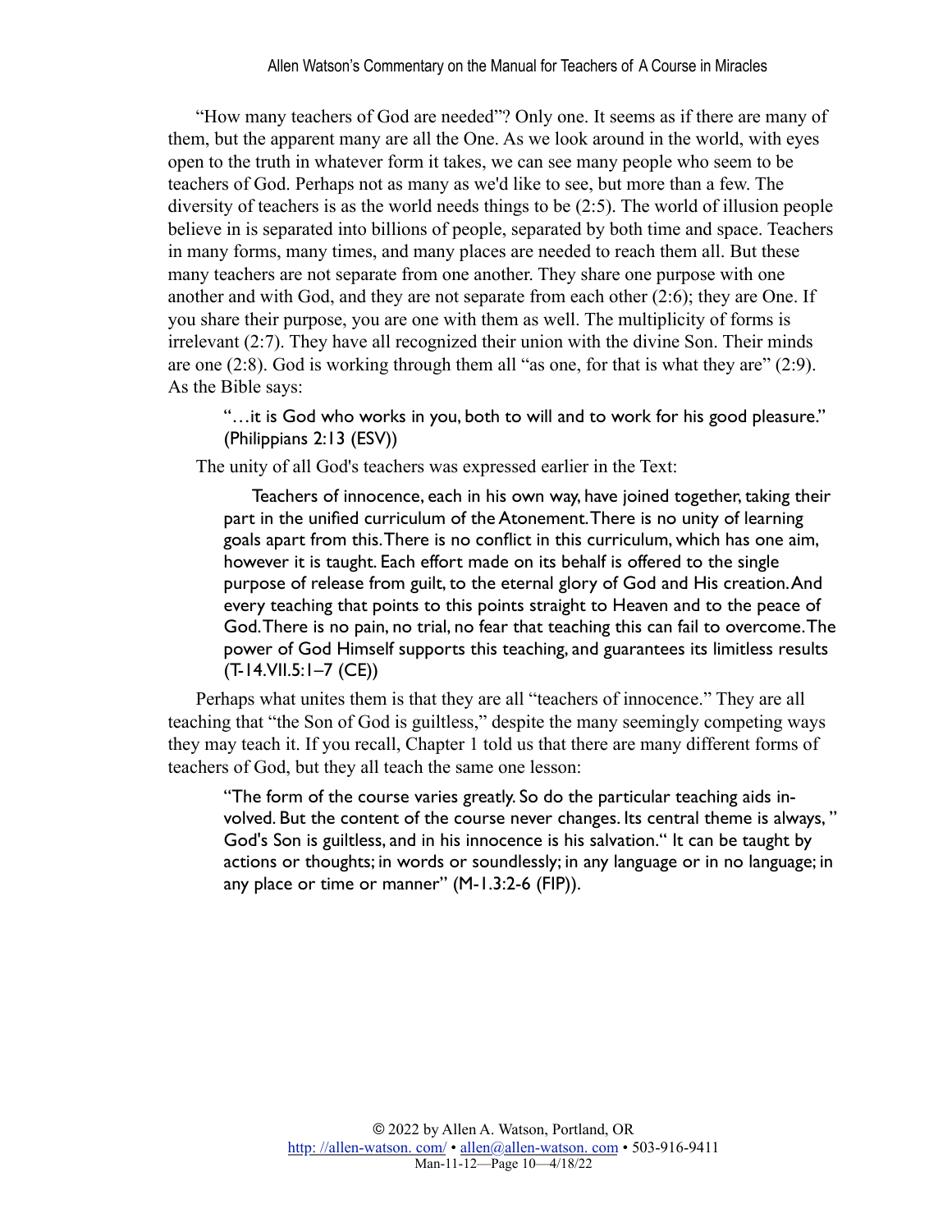"How many teachers of God are needed"? Only one. It seems as if there are many of them, but the apparent many are all the One. As we look around in the world, with eyes open to the truth in whatever form it takes, we can see many people who seem to be teachers of God. Perhaps not as many as we'd like to see, but more than a few. The diversity of teachers is as the world needs things to be (2:5). The world of illusion people believe in is separated into billions of people, separated by both time and space. Teachers in many forms, many times, and many places are needed to reach them all. But these many teachers are not separate from one another. They share one purpose with one another and with God, and they are not separate from each other (2:6); they are One. If you share their purpose, you are one with them as well. The multiplicity of forms is irrelevant (2:7). They have all recognized their union with the divine Son. Their minds are one (2:8). God is working through them all "as one, for that is what they are" (2:9). As the Bible says:

> "…it is God who works in you, both to will and to work for his good pleasure." (Philippians 2:13 (ESV))

The unity of all God's teachers was expressed earlier in the Text:

> Teachers of innocence, each in his own way, have joined together, taking their part in the unified curriculum of the Atonement. There is no unity of learning goals apart from this. There is no conflict in this curriculum, which has one aim, however it is taught. Each effort made on its behalf is offered to the single purpose of release from guilt, to the eternal glory of God and His creation. And every teaching that points to this points straight to Heaven and to the peace of God. There is no pain, no trial, no fear that teaching this can fail to overcome. The power of God Himself supports this teaching, and guarantees its limitless results (T-14.VII.5:1–7 (CE))

Perhaps what unites them is that they are all "teachers of innocence." They are all teaching that "the Son of God is guiltless," despite the many seemingly competing ways they may teach it. If you recall, Chapter 1 told us that there are many different forms of teachers of God, but they all teach the same one lesson:

> "The form of the course varies greatly. So do the particular teaching aids involved. But the content of the course never changes. Its central theme is always, " God's Son is guiltless, and in his innocence is his salvation." It can be taught by actions or thoughts; in words or soundlessly; in any language or in no language; in any place or time or manner" (M-1.3:2-6 (FIP)).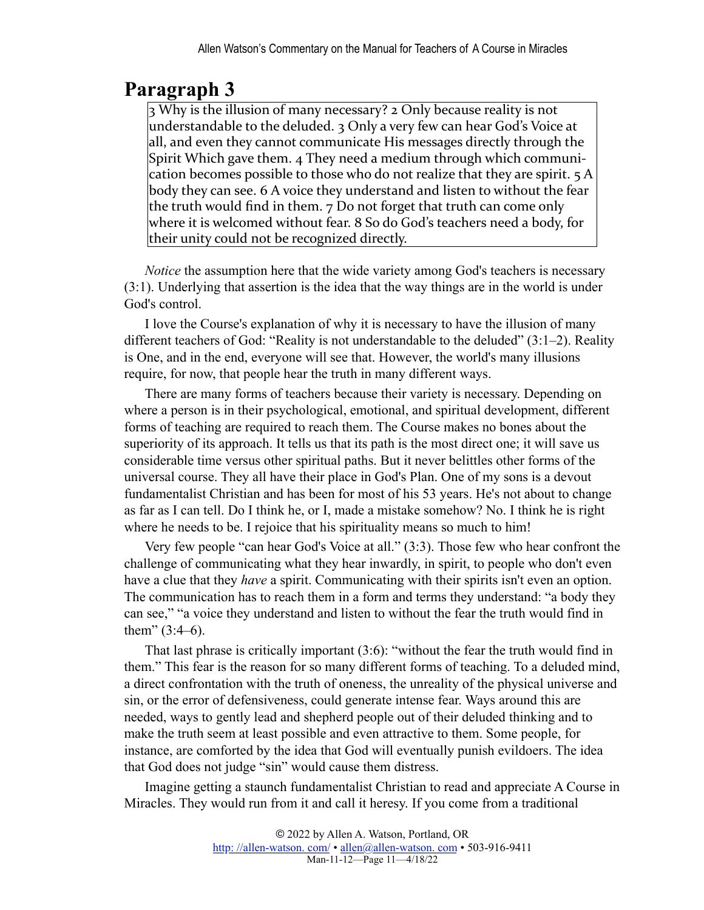## Paragraph 3

> 3 Why is the illusion of many necessary? 2 Only because reality is not understandable to the deluded. 3 Only a very few can hear God's Voice at all, and even they cannot communicate His messages directly through the Spirit Which gave them. 4 They need a medium through which communication becomes possible to those who do not realize that they are spirit. 5 A body they can see. 6 A voice they understand and listen to without the fear the truth would find in them. 7 Do not forget that truth can come only where it is welcomed without fear. 8 So do God's teachers need a body, for their unity could not be recognized directly.

*Notice* the assumption here that the wide variety among God's teachers is necessary (3:1). Underlying that assertion is the idea that the way things are in the world is under God's control.

I love the Course's explanation of why it is necessary to have the illusion of many different teachers of God: "Reality is not understandable to the deluded" (3:1–2). Reality is One, and in the end, everyone will see that. However, the world's many illusions require, for now, that people hear the truth in many different ways.

There are many forms of teachers because their variety is necessary. Depending on where a person is in their psychological, emotional, and spiritual development, different forms of teaching are required to reach them. The Course makes no bones about the superiority of its approach. It tells us that its path is the most direct one; it will save us considerable time versus other spiritual paths. But it never belittles other forms of the universal course. They all have their place in God's Plan. One of my sons is a devout fundamentalist Christian and has been for most of his 53 years. He's not about to change as far as I can tell. Do I think he, or I, made a mistake somehow? No. I think he is right where he needs to be. I rejoice that his spirituality means so much to him!

Very few people "can hear God's Voice at all." (3:3). Those few who hear confront the challenge of communicating what they hear inwardly, in spirit, to people who don't even have a clue that they *have* a spirit. Communicating with their spirits isn't even an option. The communication has to reach them in a form and terms they understand: "a body they can see," "a voice they understand and listen to without the fear the truth would find in them" (3:4–6).

That last phrase is critically important (3:6): "without the fear the truth would find in them." This fear is the reason for so many different forms of teaching. To a deluded mind, a direct confrontation with the truth of oneness, the unreality of the physical universe and sin, or the error of defensiveness, could generate intense fear. Ways around this are needed, ways to gently lead and shepherd people out of their deluded thinking and to make the truth seem at least possible and even attractive to them. Some people, for instance, are comforted by the idea that God will eventually punish evildoers. The idea that God does not judge "sin" would cause them distress.

Imagine getting a staunch fundamentalist Christian to read and appreciate A Course in Miracles. They would run from it and call it heresy. If you come from a traditional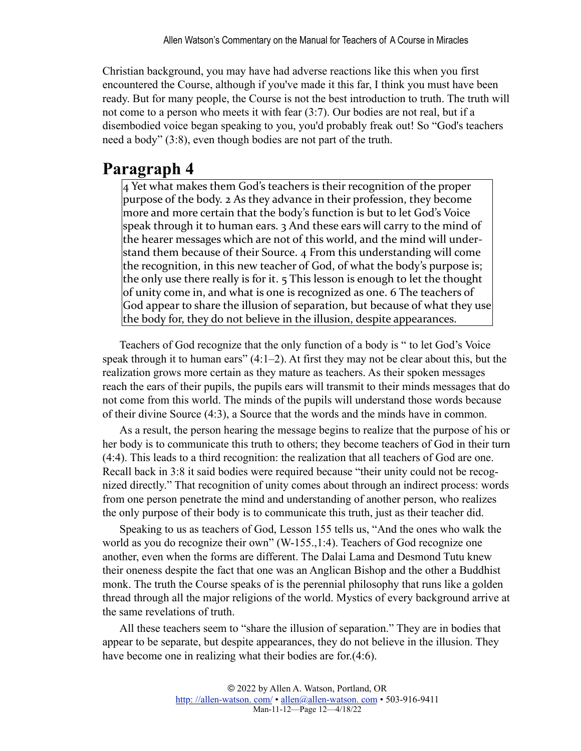Christian background, you may have had adverse reactions like this when you first encountered the Course, although if you've made it this far, I think you must have been ready. But for many people, the Course is not the best introduction to truth. The truth will not come to a person who meets it with fear (3:7). Our bodies are not real, but if a disembodied voice began speaking to you, you'd probably freak out! So "God's teachers need a body" (3:8), even though bodies are not part of the truth.

## Paragraph 4

> 4 Yet what makes them God's teachers is their recognition of the proper purpose of the body. 2 As they advance in their profession, they become more and more certain that the body's function is but to let God's Voice speak through it to human ears. 3 And these ears will carry to the mind of the hearer messages which are not of this world, and the mind will understand them because of their Source. 4 From this understanding will come the recognition, in this new teacher of God, of what the body's purpose is; the only use there really is for it. 5 This lesson is enough to let the thought of unity come in, and what is one is recognized as one. 6 The teachers of God appear to share the illusion of separation, but because of what they use the body for, they do not believe in the illusion, despite appearances.

Teachers of God recognize that the only function of a body is " to let God's Voice speak through it to human ears" (4:1–2). At first they may not be clear about this, but the realization grows more certain as they mature as teachers. As their spoken messages reach the ears of their pupils, the pupils ears will transmit to their minds messages that do not come from this world. The minds of the pupils will understand those words because of their divine Source (4:3), a Source that the words and the minds have in common.

As a result, the person hearing the message begins to realize that the purpose of his or her body is to communicate this truth to others; they become teachers of God in their turn (4:4). This leads to a third recognition: the realization that all teachers of God are one. Recall back in 3:8 it said bodies were required because "their unity could not be recognized directly." That recognition of unity comes about through an indirect process: words from one person penetrate the mind and understanding of another person, who realizes the only purpose of their body is to communicate this truth, just as their teacher did.

Speaking to us as teachers of God, Lesson 155 tells us, "And the ones who walk the world as you do recognize their own" (W-155.,1:4). Teachers of God recognize one another, even when the forms are different. The Dalai Lama and Desmond Tutu knew their oneness despite the fact that one was an Anglican Bishop and the other a Buddhist monk. The truth the Course speaks of is the perennial philosophy that runs like a golden thread through all the major religions of the world. Mystics of every background arrive at the same revelations of truth.

All these teachers seem to "share the illusion of separation." They are in bodies that appear to be separate, but despite appearances, they do not believe in the illusion. They have become one in realizing what their bodies are for.(4:6).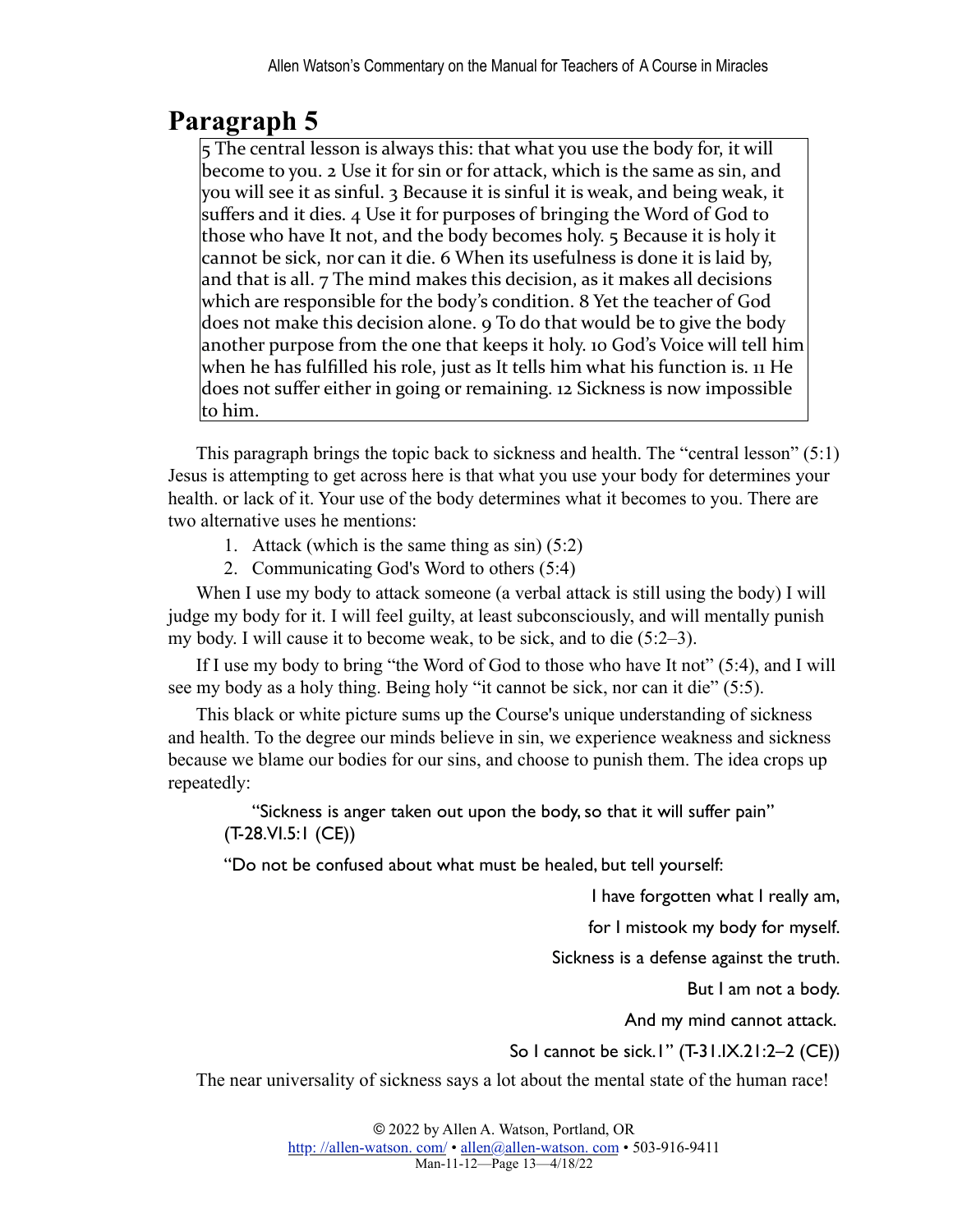## Paragraph 5

> 5 The central lesson is always this: that what you use the body for, it will become to you. 2 Use it for sin or for attack, which is the same as sin, and you will see it as sinful. 3 Because it is sinful it is weak, and being weak, it suffers and it dies. 4 Use it for purposes of bringing the Word of God to those who have It not, and the body becomes holy. 5 Because it is holy it cannot be sick, nor can it die. 6 When its usefulness is done it is laid by, and that is all. 7 The mind makes this decision, as it makes all decisions which are responsible for the body's condition. 8 Yet the teacher of God does not make this decision alone. 9 To do that would be to give the body another purpose from the one that keeps it holy. 10 God's Voice will tell him when he has fulfilled his role, just as It tells him what his function is. 11 He does not suffer either in going or remaining. 12 Sickness is now impossible to him.

This paragraph brings the topic back to sickness and health. The "central lesson" (5:1) Jesus is attempting to get across here is that what you use your body for determines your health. or lack of it. Your use of the body determines what it becomes to you. There are two alternative uses he mentions:

1. Attack (which is the same thing as sin) (5:2)
2. Communicating God's Word to others (5:4)

When I use my body to attack someone (a verbal attack is still using the body) I will judge my body for it. I will feel guilty, at least subconsciously, and will mentally punish my body. I will cause it to become weak, to be sick, and to die (5:2–3).

If I use my body to bring "the Word of God to those who have It not" (5:4), and I will see my body as a holy thing. Being holy "it cannot be sick, nor can it die" (5:5).

This black or white picture sums up the Course's unique understanding of sickness and health. To the degree our minds believe in sin, we experience weakness and sickness because we blame our bodies for our sins, and choose to punish them. The idea crops up repeatedly:

> "Sickness is anger taken out upon the body, so that it will suffer pain" (T-28.VI.5:1 (CE))

> "Do not be confused about what must be healed, but tell yourself:
>
> I have forgotten what I really am,
>
> for I mistook my body for myself.
>
> Sickness is a defense against the truth.
>
> But I am not a body.
>
> And my mind cannot attack.
>
> So I cannot be sick.1" (T-31.IX.21:2–2 (CE))

The near universality of sickness says a lot about the mental state of the human race!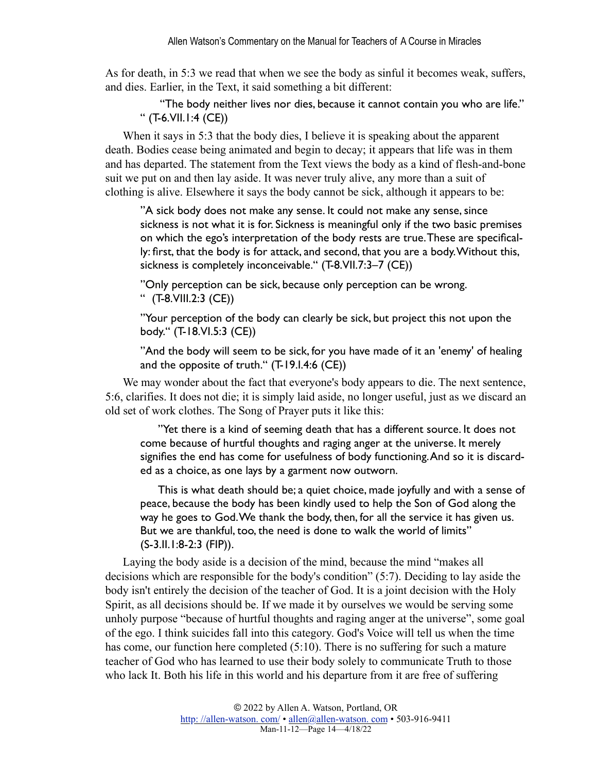As for death, in 5:3 we read that when we see the body as sinful it becomes weak, suffers, and dies. Earlier, in the Text, it said something a bit different:

> "The body neither lives nor dies, because it cannot contain you who are life." " (T-6.VII.1:4 (CE))

When it says in 5:3 that the body dies, I believe it is speaking about the apparent death. Bodies cease being animated and begin to decay; it appears that life was in them and has departed. The statement from the Text views the body as a kind of flesh-and-bone suit we put on and then lay aside. It was never truly alive, any more than a suit of clothing is alive. Elsewhere it says the body cannot be sick, although it appears to be:

> "A sick body does not make any sense. It could not make any sense, since sickness is not what it is for. Sickness is meaningful only if the two basic premises on which the ego's interpretation of the body rests are true. These are specifically: first, that the body is for attack, and second, that you are a body. Without this, sickness is completely inconceivable." (T-8.VII.7:3–7 (CE))

> "Only perception can be sick, because only perception can be wrong. " (T-8.VIII.2:3 (CE))

> "Your perception of the body can clearly be sick, but project this not upon the body." (T-18.VI.5:3 (CE))

> "And the body will seem to be sick, for you have made of it an 'enemy' of healing and the opposite of truth." (T-19.I.4:6 (CE))

We may wonder about the fact that everyone's body appears to die. The next sentence, 5:6, clarifies. It does not die; it is simply laid aside, no longer useful, just as we discard an old set of work clothes. The Song of Prayer puts it like this:

> "Yet there is a kind of seeming death that has a different source. It does not come because of hurtful thoughts and raging anger at the universe. It merely signifies the end has come for usefulness of body functioning. And so it is discarded as a choice, as one lays by a garment now outworn.
>
> This is what death should be; a quiet choice, made joyfully and with a sense of peace, because the body has been kindly used to help the Son of God along the way he goes to God. We thank the body, then, for all the service it has given us. But we are thankful, too, the need is done to walk the world of limits" (S-3.II.1:8-2:3 (FIP)).

Laying the body aside is a decision of the mind, because the mind "makes all decisions which are responsible for the body's condition" (5:7). Deciding to lay aside the body isn't entirely the decision of the teacher of God. It is a joint decision with the Holy Spirit, as all decisions should be. If we made it by ourselves we would be serving some unholy purpose "because of hurtful thoughts and raging anger at the universe", some goal of the ego. I think suicides fall into this category. God's Voice will tell us when the time has come, our function here completed (5:10). There is no suffering for such a mature teacher of God who has learned to use their body solely to communicate Truth to those who lack It. Both his life in this world and his departure from it are free of suffering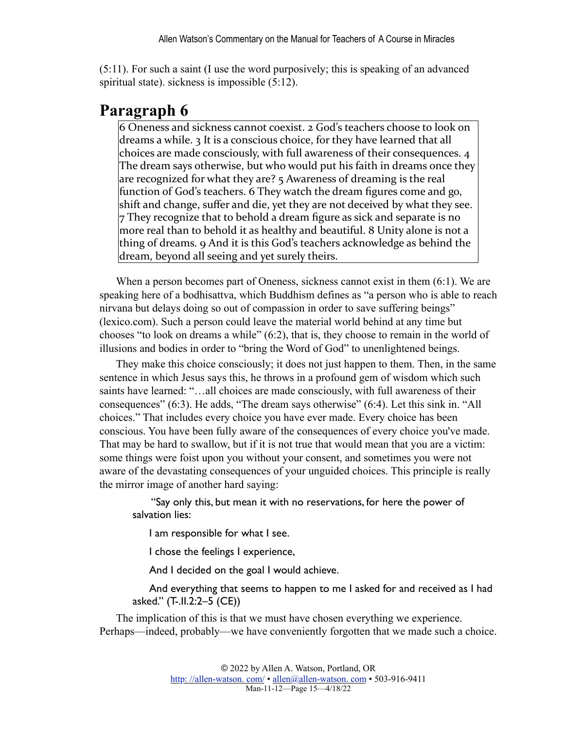(5:11). For such a saint (I use the word purposively; this is speaking of an advanced spiritual state). sickness is impossible (5:12).

# Paragraph 6

> 6 Oneness and sickness cannot coexist. 2 God's teachers choose to look on dreams a while. 3 It is a conscious choice, for they have learned that all choices are made consciously, with full awareness of their consequences. 4 The dream says otherwise, but who would put his faith in dreams once they are recognized for what they are? 5 Awareness of dreaming is the real function of God's teachers. 6 They watch the dream figures come and go, shift and change, suffer and die, yet they are not deceived by what they see. 7 They recognize that to behold a dream figure as sick and separate is no more real than to behold it as healthy and beautiful. 8 Unity alone is not a thing of dreams. 9 And it is this God's teachers acknowledge as behind the dream, beyond all seeing and yet surely theirs.

When a person becomes part of Oneness, sickness cannot exist in them (6:1). We are speaking here of a bodhisattva, which Buddhism defines as "a person who is able to reach nirvana but delays doing so out of compassion in order to save suffering beings" (lexico.com). Such a person could leave the material world behind at any time but chooses "to look on dreams a while" (6:2), that is, they choose to remain in the world of illusions and bodies in order to "bring the Word of God" to unenlightened beings.

They make this choice consciously; it does not just happen to them. Then, in the same sentence in which Jesus says this, he throws in a profound gem of wisdom which such saints have learned: "…all choices are made consciously, with full awareness of their consequences" (6:3). He adds, "The dream says otherwise" (6:4). Let this sink in. "All choices." That includes every choice you have ever made. Every choice has been conscious. You have been fully aware of the consequences of every choice you've made. That may be hard to swallow, but if it is not true that would mean that you are a victim: some things were foist upon you without your consent, and sometimes you were not aware of the devastating consequences of your unguided choices. This principle is really the mirror image of another hard saying:

> "Say only this, but mean it with no reservations, for here the power of salvation lies:
>
> I am responsible for what I see.
>
> I chose the feelings I experience,
>
> And I decided on the goal I would achieve.
>
> And everything that seems to happen to me I asked for and received as I had asked." (T-II.2:2–5 (CE))

The implication of this is that we must have chosen everything we experience. Perhaps—indeed, probably—we have conveniently forgotten that we made such a choice.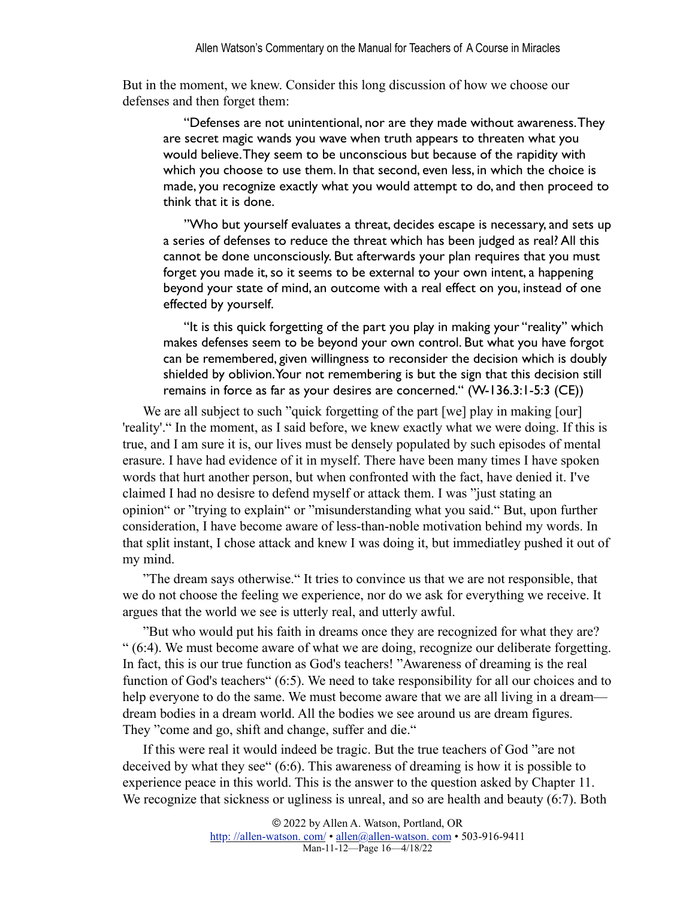But in the moment, we knew. Consider this long discussion of how we choose our defenses and then forget them:

> "Defenses are not unintentional, nor are they made without awareness. They are secret magic wands you wave when truth appears to threaten what you would believe. They seem to be unconscious but because of the rapidity with which you choose to use them. In that second, even less, in which the choice is made, you recognize exactly what you would attempt to do, and then proceed to think that it is done.
>
> "Who but yourself evaluates a threat, decides escape is necessary, and sets up a series of defenses to reduce the threat which has been judged as real? All this cannot be done unconsciously. But afterwards your plan requires that you must forget you made it, so it seems to be external to your own intent, a happening beyond your state of mind, an outcome with a real effect on you, instead of one effected by yourself.
>
> "It is this quick forgetting of the part you play in making your "reality" which makes defenses seem to be beyond your own control. But what you have forgot can be remembered, given willingness to reconsider the decision which is doubly shielded by oblivion. Your not remembering is but the sign that this decision still remains in force as far as your desires are concerned." (W-136.3:1-5:3 (CE))

We are all subject to such "quick forgetting of the part [we] play in making [our] 'reality'." In the moment, as I said before, we knew exactly what we were doing. If this is true, and I am sure it is, our lives must be densely populated by such episodes of mental erasure. I have had evidence of it in myself. There have been many times I have spoken words that hurt another person, but when confronted with the fact, have denied it. I've claimed I had no desisre to defend myself or attack them. I was "just stating an opinion" or "trying to explain" or "misunderstanding what you said." But, upon further consideration, I have become aware of less-than-noble motivation behind my words. In that split instant, I chose attack and knew I was doing it, but immediatley pushed it out of my mind.

"The dream says otherwise." It tries to convince us that we are not responsible, that we do not choose the feeling we experience, nor do we ask for everything we receive. It argues that the world we see is utterly real, and utterly awful.

"But who would put his faith in dreams once they are recognized for what they are? " (6:4). We must become aware of what we are doing, recognize our deliberate forgetting. In fact, this is our true function as God's teachers! "Awareness of dreaming is the real function of God's teachers" (6:5). We need to take responsibility for all our choices and to help everyone to do the same. We must become aware that we are all living in a dream—dream bodies in a dream world. All the bodies we see around us are dream figures. They "come and go, shift and change, suffer and die."

If this were real it would indeed be tragic. But the true teachers of God "are not deceived by what they see" (6:6). This awareness of dreaming is how it is possible to experience peace in this world. This is the answer to the question asked by Chapter 11. We recognize that sickness or ugliness is unreal, and so are health and beauty (6:7). Both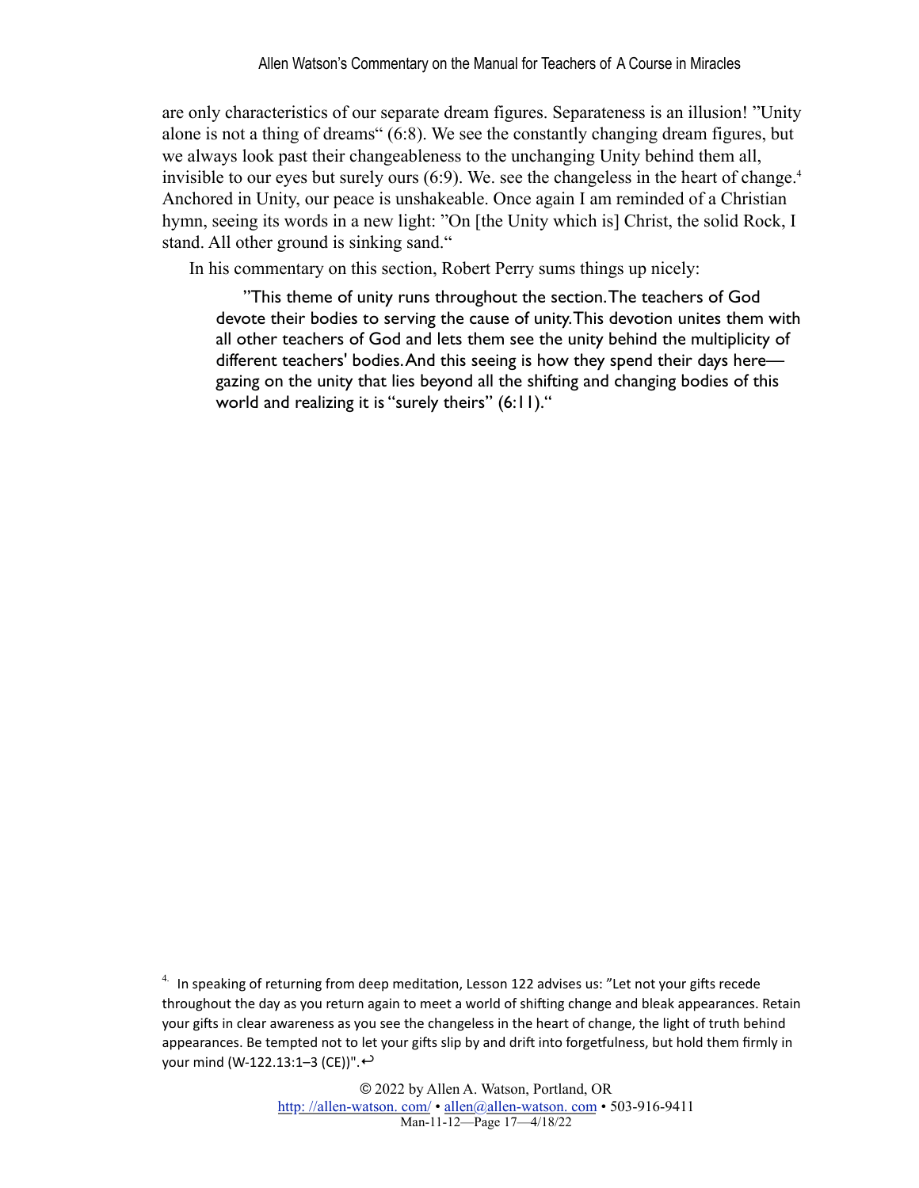are only characteristics of our separate dream figures. Separateness is an illusion! "Unity alone is not a thing of dreams" (6:8). We see the constantly changing dream figures, but we always look past their changeableness to the unchanging Unity behind them all, invisible to our eyes but surely ours (6:9). We. see the changeless in the heart of change.[4] Anchored in Unity, our peace is unshakeable. Once again I am reminded of a Christian hymn, seeing its words in a new light: "On [the Unity which is] Christ, the solid Rock, I stand. All other ground is sinking sand."

In his commentary on this section, Robert Perry sums things up nicely:

> "This theme of unity runs throughout the section. The teachers of God devote their bodies to serving the cause of unity. This devotion unites them with all other teachers of God and lets them see the unity behind the multiplicity of different teachers' bodies. And this seeing is how they spend their days here—gazing on the unity that lies beyond all the shifting and changing bodies of this world and realizing it is "surely theirs" (6:11)."

---

[4] In speaking of returning from deep meditation, Lesson 122 advises us: "Let not your gifts recede throughout the day as you return again to meet a world of shifting change and bleak appearances. Retain your gifts in clear awareness as you see the changeless in the heart of change, the light of truth behind appearances. Be tempted not to let your gifts slip by and drift into forgetfulness, but hold them firmly in your mind (W-122.13:1–3 (CE))".↩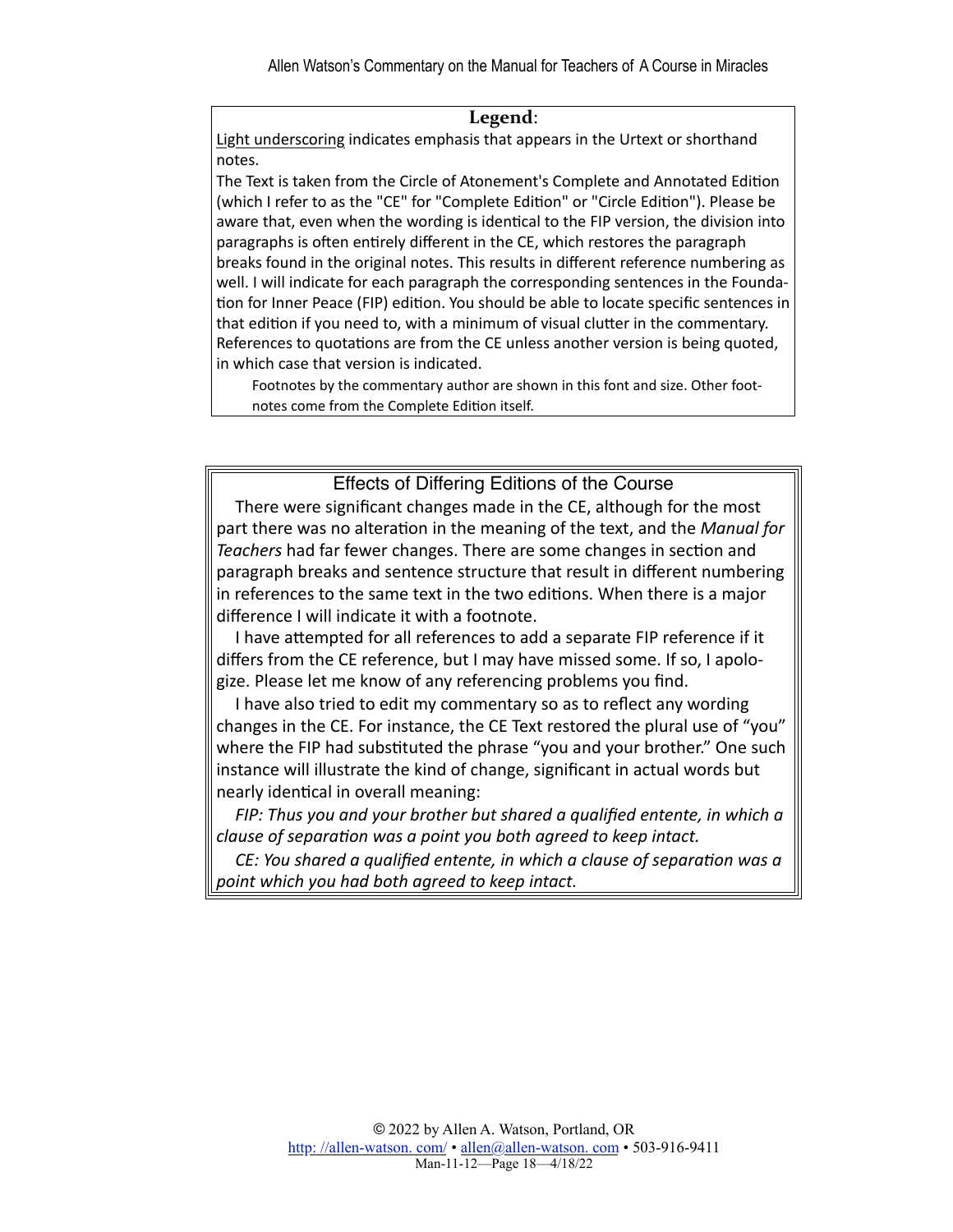**Legend**:

Light underscoring indicates emphasis that appears in the Urtext or shorthand notes.

The Text is taken from the Circle of Atonement's Complete and Annotated Edition (which I refer to as the "CE" for "Complete Edition" or "Circle Edition"). Please be aware that, even when the wording is identical to the FIP version, the division into paragraphs is often entirely different in the CE, which restores the paragraph breaks found in the original notes. This results in different reference numbering as well. I will indicate for each paragraph the corresponding sentences in the Foundation for Inner Peace (FIP) edition. You should be able to locate specific sentences in that edition if you need to, with a minimum of visual clutter in the commentary. References to quotations are from the CE unless another version is being quoted, in which case that version is indicated.

Footnotes by the commentary author are shown in this font and size. Other footnotes come from the Complete Edition itself.

## Effects of Differing Editions of the Course

There were significant changes made in the CE, although for the most part there was no alteration in the meaning of the text, and the *Manual for Teachers* had far fewer changes. There are some changes in section and paragraph breaks and sentence structure that result in different numbering in references to the same text in the two editions. When there is a major difference I will indicate it with a footnote.

I have attempted for all references to add a separate FIP reference if it differs from the CE reference, but I may have missed some. If so, I apologize. Please let me know of any referencing problems you find.

I have also tried to edit my commentary so as to reflect any wording changes in the CE. For instance, the CE Text restored the plural use of "you" where the FIP had substituted the phrase "you and your brother." One such instance will illustrate the kind of change, significant in actual words but nearly identical in overall meaning:

*FIP: Thus you and your brother but shared a qualified entente, in which a clause of separation was a point you both agreed to keep intact.*

*CE: You shared a qualified entente, in which a clause of separation was a point which you had both agreed to keep intact.*